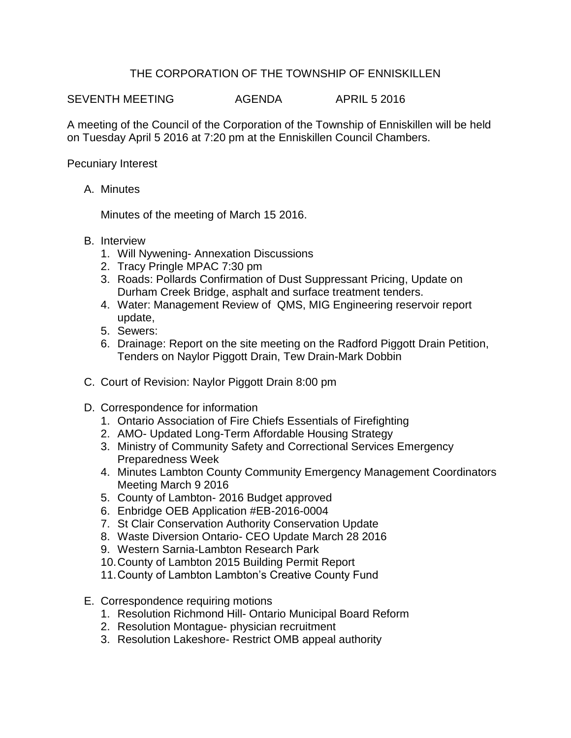# THE CORPORATION OF THE TOWNSHIP OF ENNISKILLEN

SEVENTH MEETING AGENDA APRIL 5 2016

A meeting of the Council of the Corporation of the Township of Enniskillen will be held on Tuesday April 5 2016 at 7:20 pm at the Enniskillen Council Chambers.

Pecuniary Interest

A. Minutes

   Minutes of the meeting of March 15 2016.

B. Interview
   1. Will Nywening- Annexation Discussions
   2. Tracy Pringle MPAC 7:30 pm
   3. Roads: Pollards Confirmation of Dust Suppressant Pricing, Update on Durham Creek Bridge, asphalt and surface treatment tenders.
   4. Water: Management Review of QMS, MIG Engineering reservoir report update,
   5. Sewers:
   6. Drainage: Report on the site meeting on the Radford Piggott Drain Petition, Tenders on Naylor Piggott Drain, Tew Drain-Mark Dobbin

C. Court of Revision: Naylor Piggott Drain 8:00 pm

D. Correspondence for information
   1. Ontario Association of Fire Chiefs Essentials of Firefighting
   2. AMO- Updated Long-Term Affordable Housing Strategy
   3. Ministry of Community Safety and Correctional Services Emergency Preparedness Week
   4. Minutes Lambton County Community Emergency Management Coordinators Meeting March 9 2016
   5. County of Lambton- 2016 Budget approved
   6. Enbridge OEB Application #EB-2016-0004
   7. St Clair Conservation Authority Conservation Update
   8. Waste Diversion Ontario- CEO Update March 28 2016
   9. Western Sarnia-Lambton Research Park
   10. County of Lambton 2015 Building Permit Report
   11. County of Lambton Lambton's Creative County Fund

E. Correspondence requiring motions
   1. Resolution Richmond Hill- Ontario Municipal Board Reform
   2. Resolution Montague- physician recruitment
   3. Resolution Lakeshore- Restrict OMB appeal authority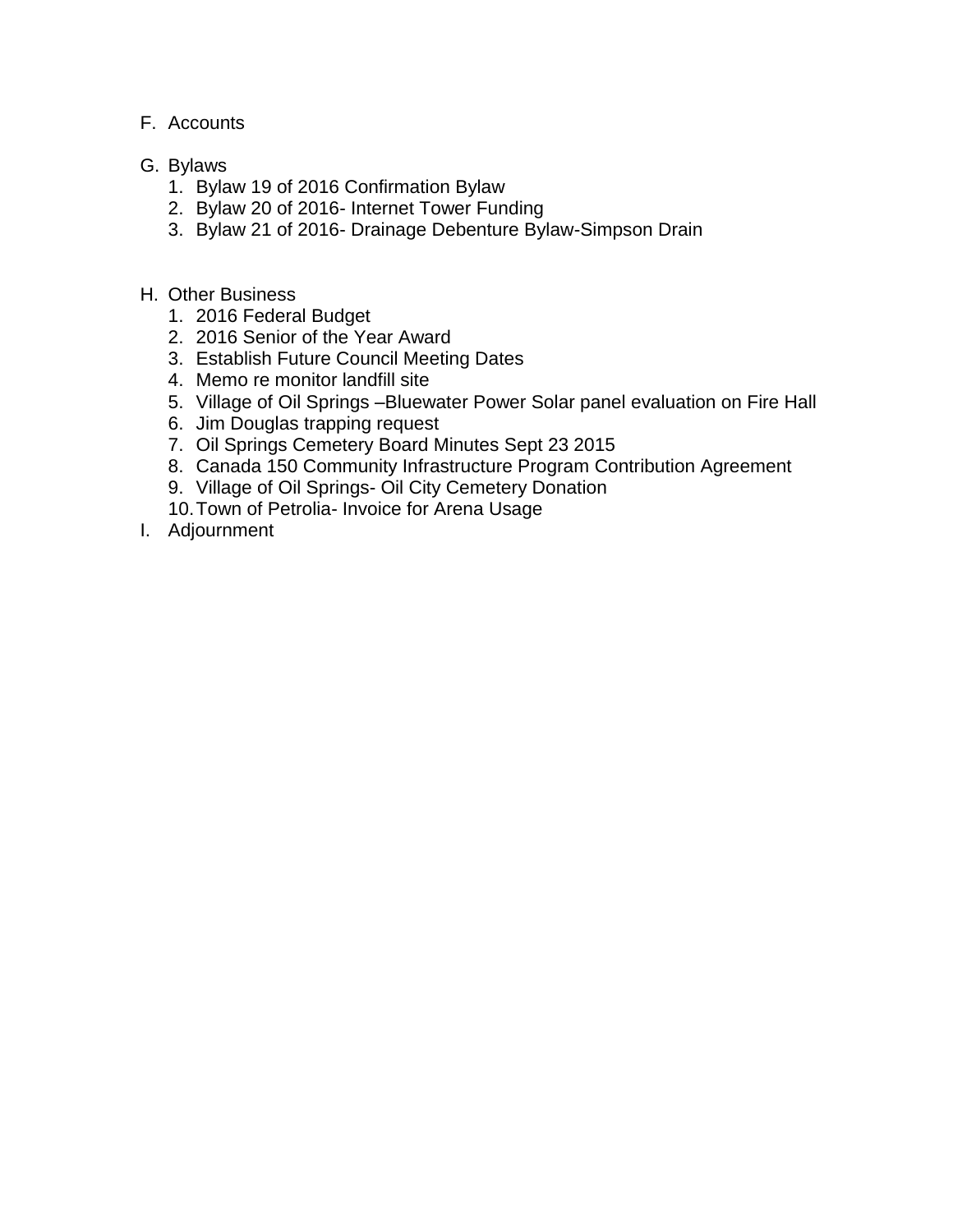F. Accounts

G. Bylaws
   1. Bylaw 19 of 2016 Confirmation Bylaw
   2. Bylaw 20 of 2016- Internet Tower Funding
   3. Bylaw 21 of 2016- Drainage Debenture Bylaw-Simpson Drain

H. Other Business
   1. 2016 Federal Budget
   2. 2016 Senior of the Year Award
   3. Establish Future Council Meeting Dates
   4. Memo re monitor landfill site
   5. Village of Oil Springs –Bluewater Power Solar panel evaluation on Fire Hall
   6. Jim Douglas trapping request
   7. Oil Springs Cemetery Board Minutes Sept 23 2015
   8. Canada 150 Community Infrastructure Program Contribution Agreement
   9. Village of Oil Springs- Oil City Cemetery Donation
   10. Town of Petrolia- Invoice for Arena Usage

I. Adjournment